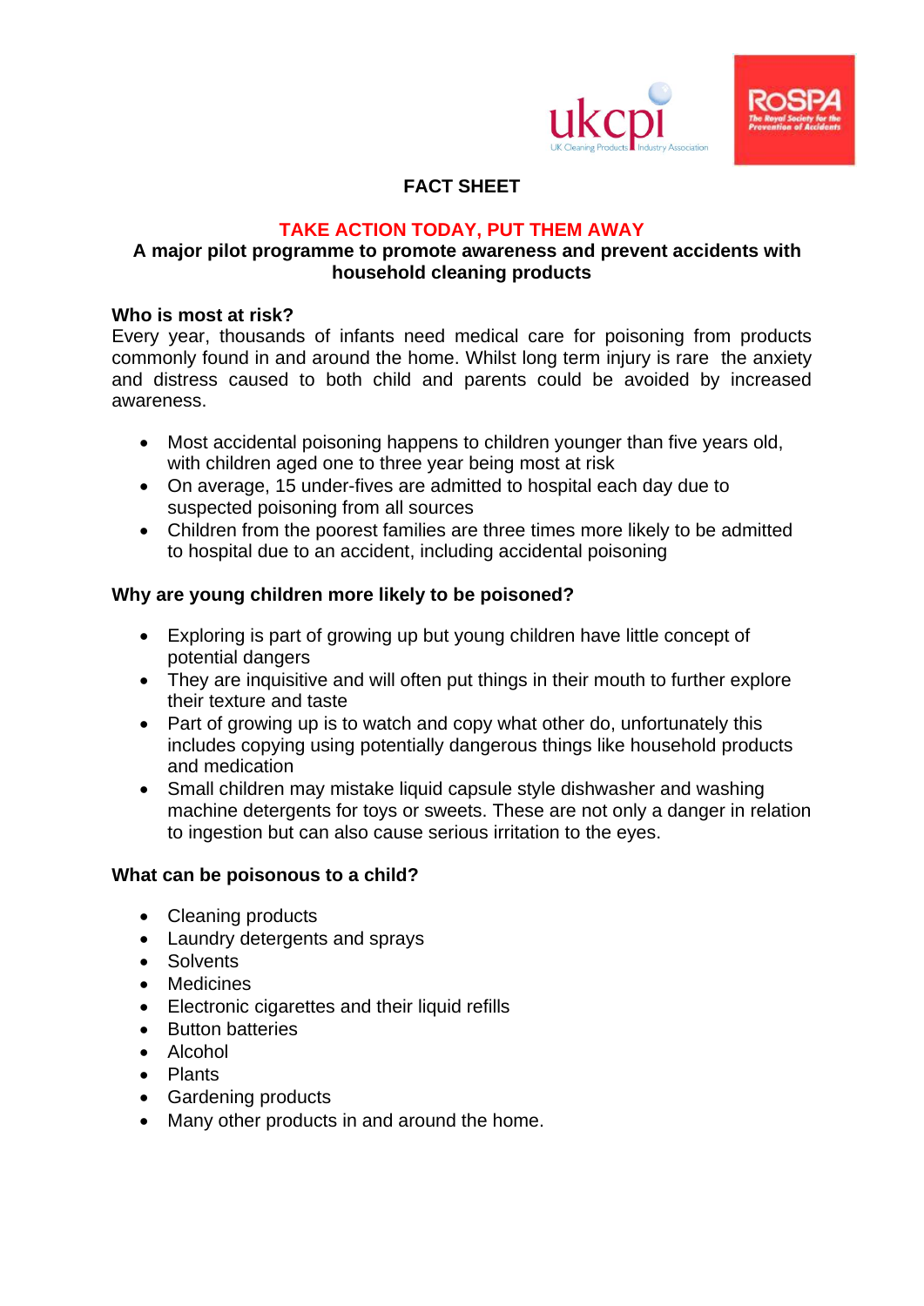# FACT SHEET

## TAKE ACTION TODAY, PUT THEM AWAY

**A major pilot programme to promote awareness and prevent accidents with household cleaning products**

### Who is most at risk?

Every year, thousands of infants need medical care for poisoning from products commonly found in and around the home. Whilst long term injury is rare the anxiety and distress caused to both child and parents could be avoided by increased awareness.

- Most accidental poisoning happens to children younger than five years old, with children aged one to three year being most at risk
- On average, 15 under-fives are admitted to hospital each day due to suspected poisoning from all sources
- Children from the poorest families are three times more likely to be admitted to hospital due to an accident, including accidental poisoning

### Why are young children more likely to be poisoned?

- Exploring is part of growing up but young children have little concept of potential dangers
- They are inquisitive and will often put things in their mouth to further explore their texture and taste
- Part of growing up is to watch and copy what other do, unfortunately this includes copying using potentially dangerous things like household products and medication
- Small children may mistake liquid capsule style dishwasher and washing machine detergents for toys or sweets. These are not only a danger in relation to ingestion but can also cause serious irritation to the eyes.

### What can be poisonous to a child?

- Cleaning products
- Laundry detergents and sprays
- Solvents
- Medicines
- Electronic cigarettes and their liquid refills
- Button batteries
- Alcohol
- Plants
- Gardening products
- Many other products in and around the home.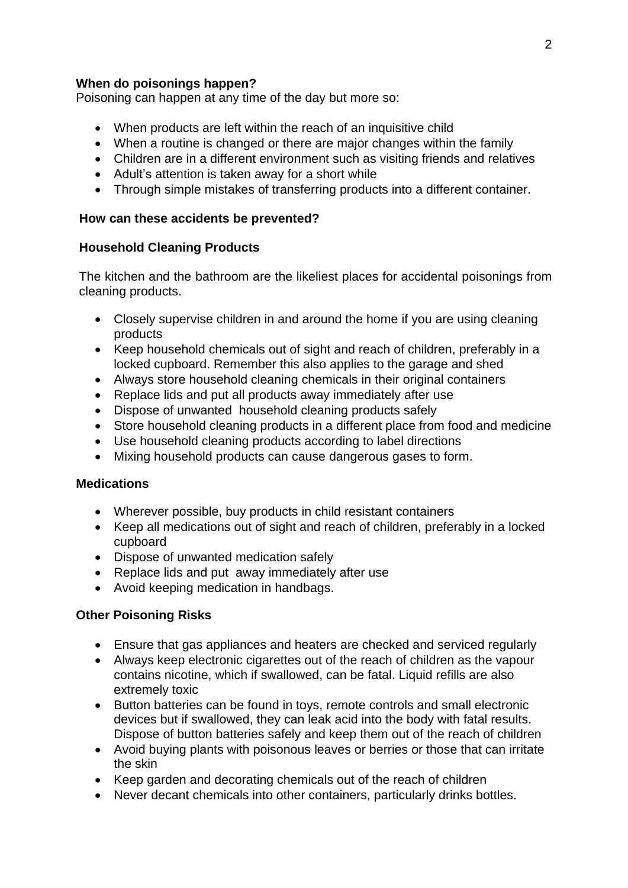**When do poisonings happen?**

Poisoning can happen at any time of the day but more so:

- When products are left within the reach of an inquisitive child
- When a routine is changed or there are major changes within the family
- Children are in a different environment such as visiting friends and relatives
- Adult's attention is taken away for a short while
- Through simple mistakes of transferring products into a different container.

**How can these accidents be prevented?**

**Household Cleaning Products**

The kitchen and the bathroom are the likeliest places for accidental poisonings from cleaning products.

- Closely supervise children in and around the home if you are using cleaning products
- Keep household chemicals out of sight and reach of children, preferably in a locked cupboard. Remember this also applies to the garage and shed
- Always store household cleaning chemicals in their original containers
- Replace lids and put all products away immediately after use
- Dispose of unwanted household cleaning products safely
- Store household cleaning products in a different place from food and medicine
- Use household cleaning products according to label directions
- Mixing household products can cause dangerous gases to form.

**Medications**

- Wherever possible, buy products in child resistant containers
- Keep all medications out of sight and reach of children, preferably in a locked cupboard
- Dispose of unwanted medication safely
- Replace lids and put away immediately after use
- Avoid keeping medication in handbags.

**Other Poisoning Risks**

- Ensure that gas appliances and heaters are checked and serviced regularly
- Always keep electronic cigarettes out of the reach of children as the vapour contains nicotine, which if swallowed, can be fatal. Liquid refills are also extremely toxic
- Button batteries can be found in toys, remote controls and small electronic devices but if swallowed, they can leak acid into the body with fatal results. Dispose of button batteries safely and keep them out of the reach of children
- Avoid buying plants with poisonous leaves or berries or those that can irritate the skin
- Keep garden and decorating chemicals out of the reach of children
- Never decant chemicals into other containers, particularly drinks bottles.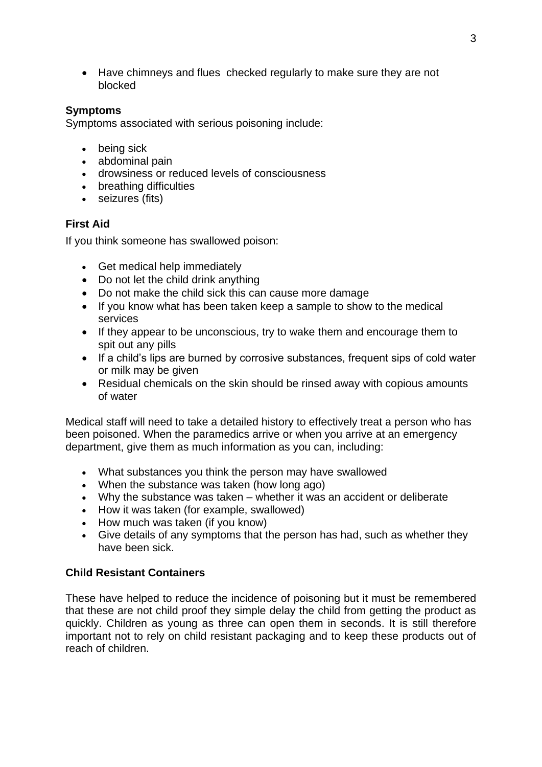- Have chimneys and flues checked regularly to make sure they are not blocked

**Symptoms**

Symptoms associated with serious poisoning include:

- being sick
- abdominal pain
- drowsiness or reduced levels of consciousness
- breathing difficulties
- seizures (fits)

**First Aid**

If you think someone has swallowed poison:

- Get medical help immediately
- Do not let the child drink anything
- Do not make the child sick this can cause more damage
- If you know what has been taken keep a sample to show to the medical services
- If they appear to be unconscious, try to wake them and encourage them to spit out any pills
- If a child's lips are burned by corrosive substances, frequent sips of cold water or milk may be given
- Residual chemicals on the skin should be rinsed away with copious amounts of water

Medical staff will need to take a detailed history to effectively treat a person who has been poisoned. When the paramedics arrive or when you arrive at an emergency department, give them as much information as you can, including:

- What substances you think the person may have swallowed
- When the substance was taken (how long ago)
- Why the substance was taken – whether it was an accident or deliberate
- How it was taken (for example, swallowed)
- How much was taken (if you know)
- Give details of any symptoms that the person has had, such as whether they have been sick.

**Child Resistant Containers**

These have helped to reduce the incidence of poisoning but it must be remembered that these are not child proof they simple delay the child from getting the product as quickly. Children as young as three can open them in seconds. It is still therefore important not to rely on child resistant packaging and to keep these products out of reach of children.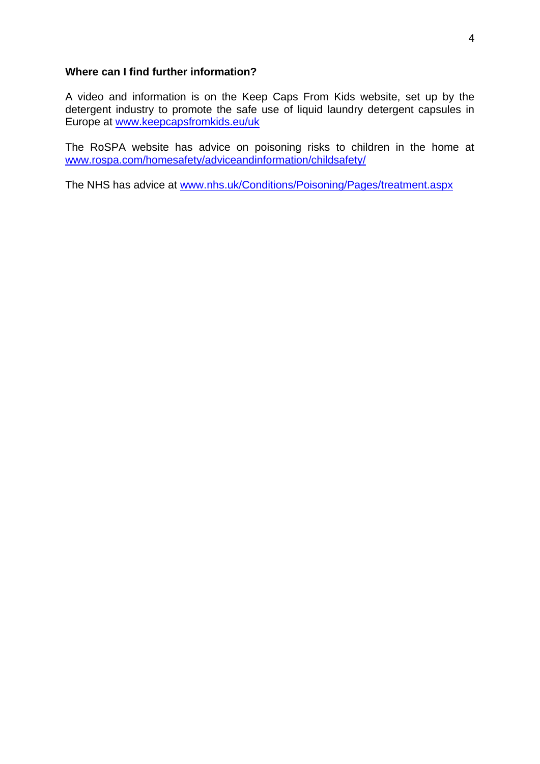**Where can I find further information?**

A video and information is on the Keep Caps From Kids website, set up by the detergent industry to promote the safe use of liquid laundry detergent capsules in Europe at [www.keepcapsfromkids.eu/uk](http://www.keepcapsfromkids.eu/uk)

The RoSPA website has advice on poisoning risks to children in the home at [www.rospa.com/homesafety/adviceandinformation/childsafety/](http://www.rospa.com/homesafety/adviceandinformation/childsafety/)

The NHS has advice at [www.nhs.uk/Conditions/Poisoning/Pages/treatment.aspx](http://www.nhs.uk/Conditions/Poisoning/Pages/treatment.aspx)